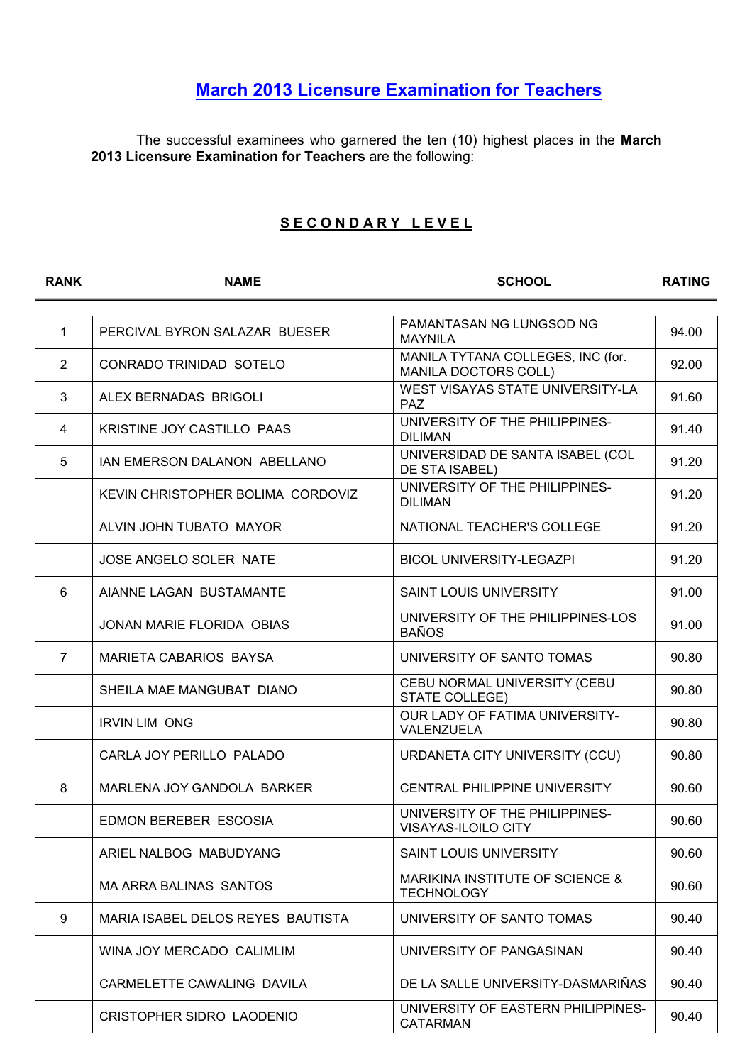# March 2013 Licensure Examination for Teachers

The successful examinees who garnered the ten (10) highest places in the **March 2013 Licensure Examination for Teachers** are the following:

## SECONDARY LEVEL

| RANK | NAME | SCHOOL | RATING |
|---|---|---|---|
| 1 | PERCIVAL BYRON SALAZAR BUESER | PAMANTASAN NG LUNGSOD NG MAYNILA | 94.00 |
| 2 | CONRADO TRINIDAD SOTELO | MANILA TYTANA COLLEGES, INC (for. MANILA DOCTORS COLL) | 92.00 |
| 3 | ALEX BERNADAS BRIGOLI | WEST VISAYAS STATE UNIVERSITY-LA PAZ | 91.60 |
| 4 | KRISTINE JOY CASTILLO PAAS | UNIVERSITY OF THE PHILIPPINES-DILIMAN | 91.40 |
| 5 | IAN EMERSON DALANON ABELLANO | UNIVERSIDAD DE SANTA ISABEL (COL DE STA ISABEL) | 91.20 |
| | KEVIN CHRISTOPHER BOLIMA CORDOVIZ | UNIVERSITY OF THE PHILIPPINES-DILIMAN | 91.20 |
| | ALVIN JOHN TUBATO MAYOR | NATIONAL TEACHER'S COLLEGE | 91.20 |
| | JOSE ANGELO SOLER NATE | BICOL UNIVERSITY-LEGAZPI | 91.20 |
| 6 | AIANNE LAGAN BUSTAMANTE | SAINT LOUIS UNIVERSITY | 91.00 |
| | JONAN MARIE FLORIDA OBIAS | UNIVERSITY OF THE PHILIPPINES-LOS BAÑOS | 91.00 |
| 7 | MARIETA CABARIOS BAYSA | UNIVERSITY OF SANTO TOMAS | 90.80 |
| | SHEILA MAE MANGUBAT DIANO | CEBU NORMAL UNIVERSITY (CEBU STATE COLLEGE) | 90.80 |
| | IRVIN LIM ONG | OUR LADY OF FATIMA UNIVERSITY-VALENZUELA | 90.80 |
| | CARLA JOY PERILLO PALADO | URDANETA CITY UNIVERSITY (CCU) | 90.80 |
| 8 | MARLENA JOY GANDOLA BARKER | CENTRAL PHILIPPINE UNIVERSITY | 90.60 |
| | EDMON BEREBER ESCOSIA | UNIVERSITY OF THE PHILIPPINES-VISAYAS-ILOILO CITY | 90.60 |
| | ARIEL NALBOG MABUDYANG | SAINT LOUIS UNIVERSITY | 90.60 |
| | MA ARRA BALINAS SANTOS | MARIKINA INSTITUTE OF SCIENCE & TECHNOLOGY | 90.60 |
| 9 | MARIA ISABEL DELOS REYES BAUTISTA | UNIVERSITY OF SANTO TOMAS | 90.40 |
| | WINA JOY MERCADO CALIMLIM | UNIVERSITY OF PANGASINAN | 90.40 |
| | CARMELETTE CAWALING DAVILA | DE LA SALLE UNIVERSITY-DASMARIÑAS | 90.40 |
| | CRISTOPHER SIDRO LAODENIO | UNIVERSITY OF EASTERN PHILIPPINES-CATARMAN | 90.40 |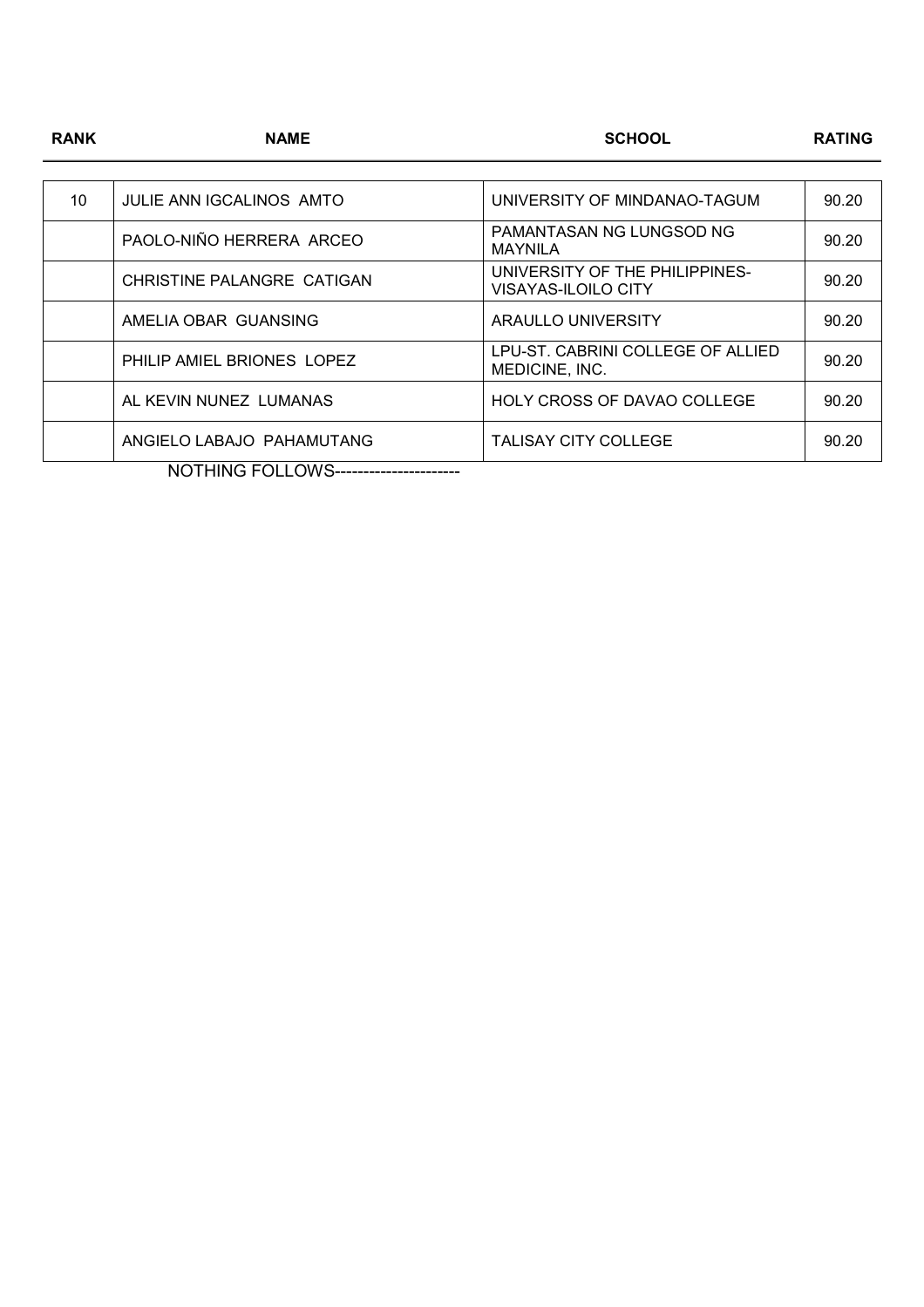| RANK | NAME | SCHOOL | RATING |
|---|---|---|---|
| 10 | JULIE ANN IGCALINOS AMTO | UNIVERSITY OF MINDANAO-TAGUM | 90.20 |
| | PAOLO-NIÑO HERRERA ARCEO | PAMANTASAN NG LUNGSOD NG MAYNILA | 90.20 |
| | CHRISTINE PALANGRE CATIGAN | UNIVERSITY OF THE PHILIPPINES-VISAYAS-ILOILO CITY | 90.20 |
| | AMELIA OBAR GUANSING | ARAULLO UNIVERSITY | 90.20 |
| | PHILIP AMIEL BRIONES LOPEZ | LPU-ST. CABRINI COLLEGE OF ALLIED MEDICINE, INC. | 90.20 |
| | AL KEVIN NUNEZ LUMANAS | HOLY CROSS OF DAVAO COLLEGE | 90.20 |
| | ANGIELO LABAJO PAHAMUTANG | TALISAY CITY COLLEGE | 90.20 |

NOTHING FOLLOWS----------------------